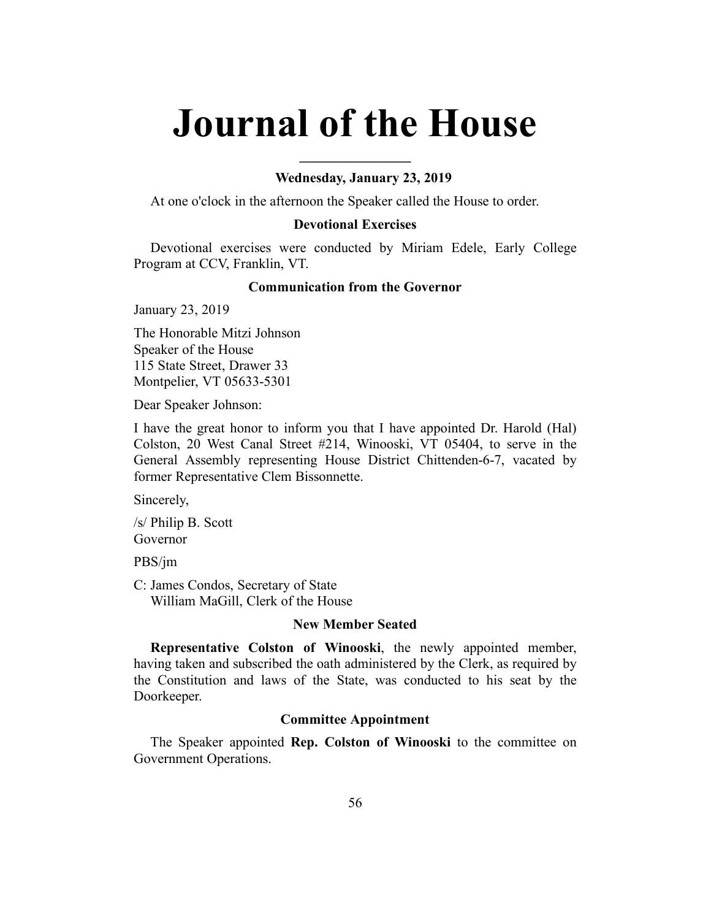# Journal of the House

---

### Wednesday, January 23, 2019

At one o'clock in the afternoon the Speaker called the House to order.

### Devotional Exercises

Devotional exercises were conducted by Miriam Edele, Early College Program at CCV, Franklin, VT.

### Communication from the Governor

January 23, 2019

The Honorable Mitzi Johnson
Speaker of the House
115 State Street, Drawer 33
Montpelier, VT 05633-5301

Dear Speaker Johnson:

I have the great honor to inform you that I have appointed Dr. Harold (Hal) Colston, 20 West Canal Street #214, Winooski, VT 05404, to serve in the General Assembly representing House District Chittenden-6-7, vacated by former Representative Clem Bissonnette.

Sincerely,

/s/ Philip B. Scott
Governor

PBS/jm

C: James Condos, Secretary of State
William MaGill, Clerk of the House

### New Member Seated

**Representative Colston of Winooski**, the newly appointed member, having taken and subscribed the oath administered by the Clerk, as required by the Constitution and laws of the State, was conducted to his seat by the Doorkeeper.

### Committee Appointment

The Speaker appointed **Rep. Colston of Winooski** to the committee on Government Operations.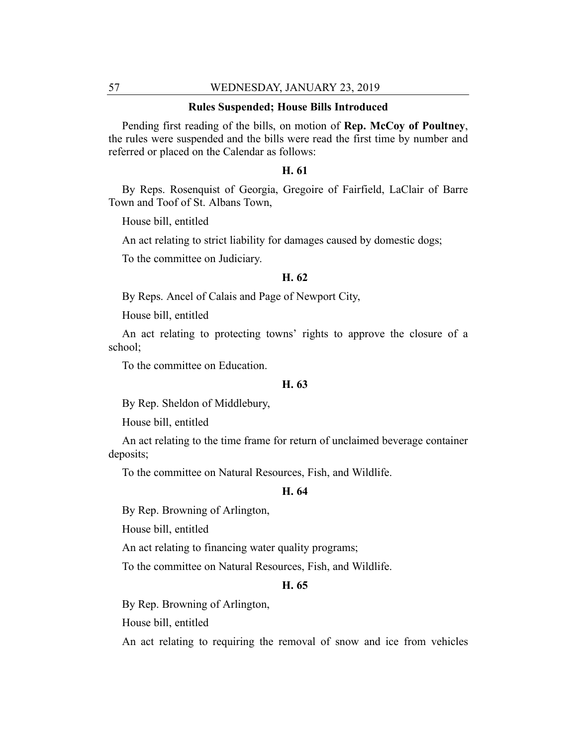### Rules Suspended; House Bills Introduced

Pending first reading of the bills, on motion of **Rep. McCoy of Poultney**, the rules were suspended and the bills were read the first time by number and referred or placed on the Calendar as follows:

#### H. 61

By Reps. Rosenquist of Georgia, Gregoire of Fairfield, LaClair of Barre Town and Toof of St. Albans Town,

House bill, entitled

An act relating to strict liability for damages caused by domestic dogs;

To the committee on Judiciary.

#### H. 62

By Reps. Ancel of Calais and Page of Newport City,

House bill, entitled

An act relating to protecting towns' rights to approve the closure of a school;

To the committee on Education.

#### H. 63

By Rep. Sheldon of Middlebury,

House bill, entitled

An act relating to the time frame for return of unclaimed beverage container deposits;

To the committee on Natural Resources, Fish, and Wildlife.

#### H. 64

By Rep. Browning of Arlington,

House bill, entitled

An act relating to financing water quality programs;

To the committee on Natural Resources, Fish, and Wildlife.

#### H. 65

By Rep. Browning of Arlington,

House bill, entitled

An act relating to requiring the removal of snow and ice from vehicles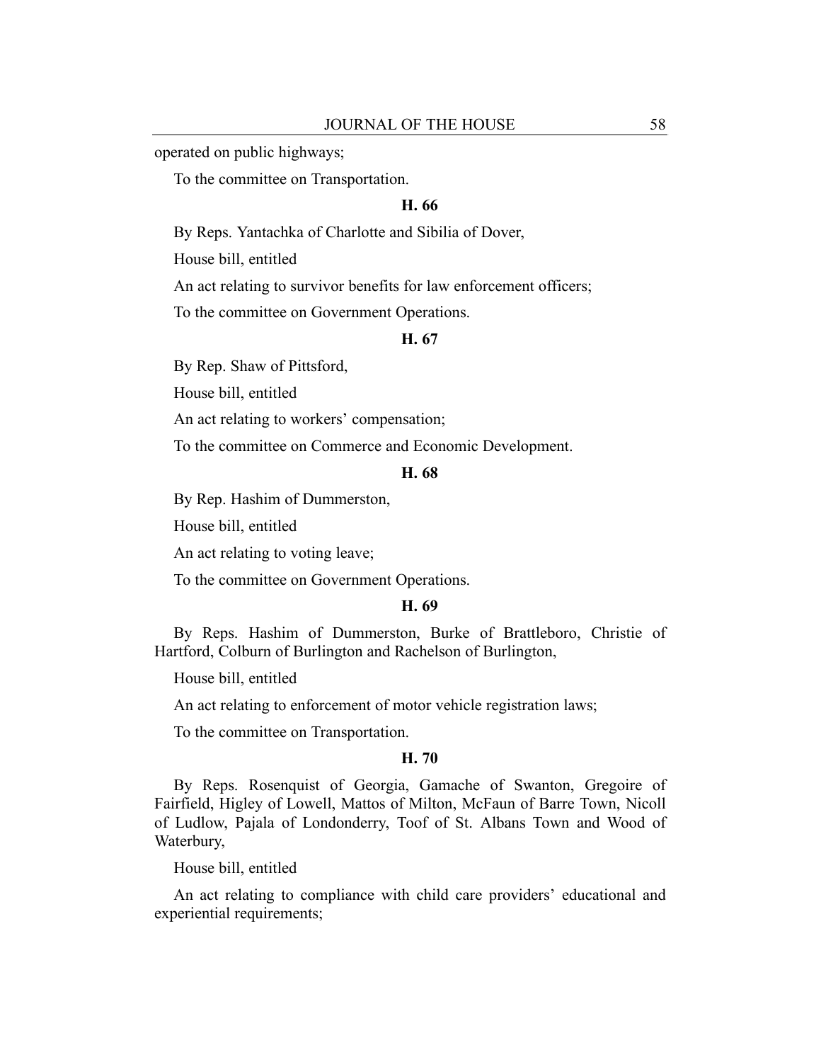operated on public highways;

To the committee on Transportation.

**H. 66**

By Reps. Yantachka of Charlotte and Sibilia of Dover,

House bill, entitled

An act relating to survivor benefits for law enforcement officers;

To the committee on Government Operations.

**H. 67**

By Rep. Shaw of Pittsford,

House bill, entitled

An act relating to workers' compensation;

To the committee on Commerce and Economic Development.

**H. 68**

By Rep. Hashim of Dummerston,

House bill, entitled

An act relating to voting leave;

To the committee on Government Operations.

**H. 69**

By Reps. Hashim of Dummerston, Burke of Brattleboro, Christie of Hartford, Colburn of Burlington and Rachelson of Burlington,

House bill, entitled

An act relating to enforcement of motor vehicle registration laws;

To the committee on Transportation.

**H. 70**

By Reps. Rosenquist of Georgia, Gamache of Swanton, Gregoire of Fairfield, Higley of Lowell, Mattos of Milton, McFaun of Barre Town, Nicoll of Ludlow, Pajala of Londonderry, Toof of St. Albans Town and Wood of Waterbury,

House bill, entitled

An act relating to compliance with child care providers' educational and experiential requirements;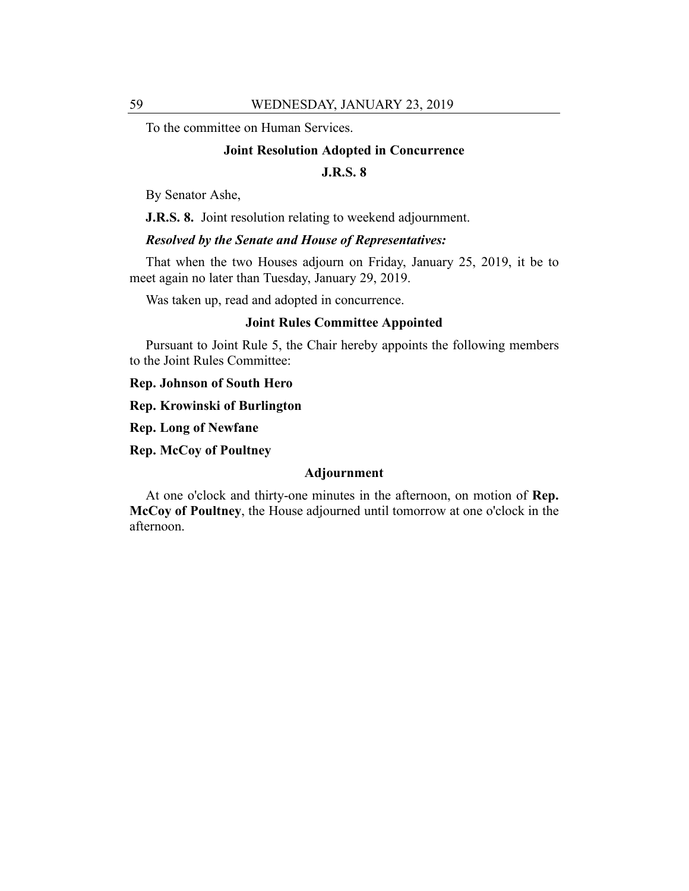To the committee on Human Services.

### Joint Resolution Adopted in Concurrence

### J.R.S. 8

By Senator Ashe,

**J.R.S. 8.** Joint resolution relating to weekend adjournment.

***Resolved by the Senate and House of Representatives:***

That when the two Houses adjourn on Friday, January 25, 2019, it be to meet again no later than Tuesday, January 29, 2019.

Was taken up, read and adopted in concurrence.

### Joint Rules Committee Appointed

Pursuant to Joint Rule 5, the Chair hereby appoints the following members to the Joint Rules Committee:

**Rep. Johnson of South Hero**

**Rep. Krowinski of Burlington**

**Rep. Long of Newfane**

**Rep. McCoy of Poultney**

### Adjournment

At one o'clock and thirty-one minutes in the afternoon, on motion of **Rep. McCoy of Poultney**, the House adjourned until tomorrow at one o'clock in the afternoon.